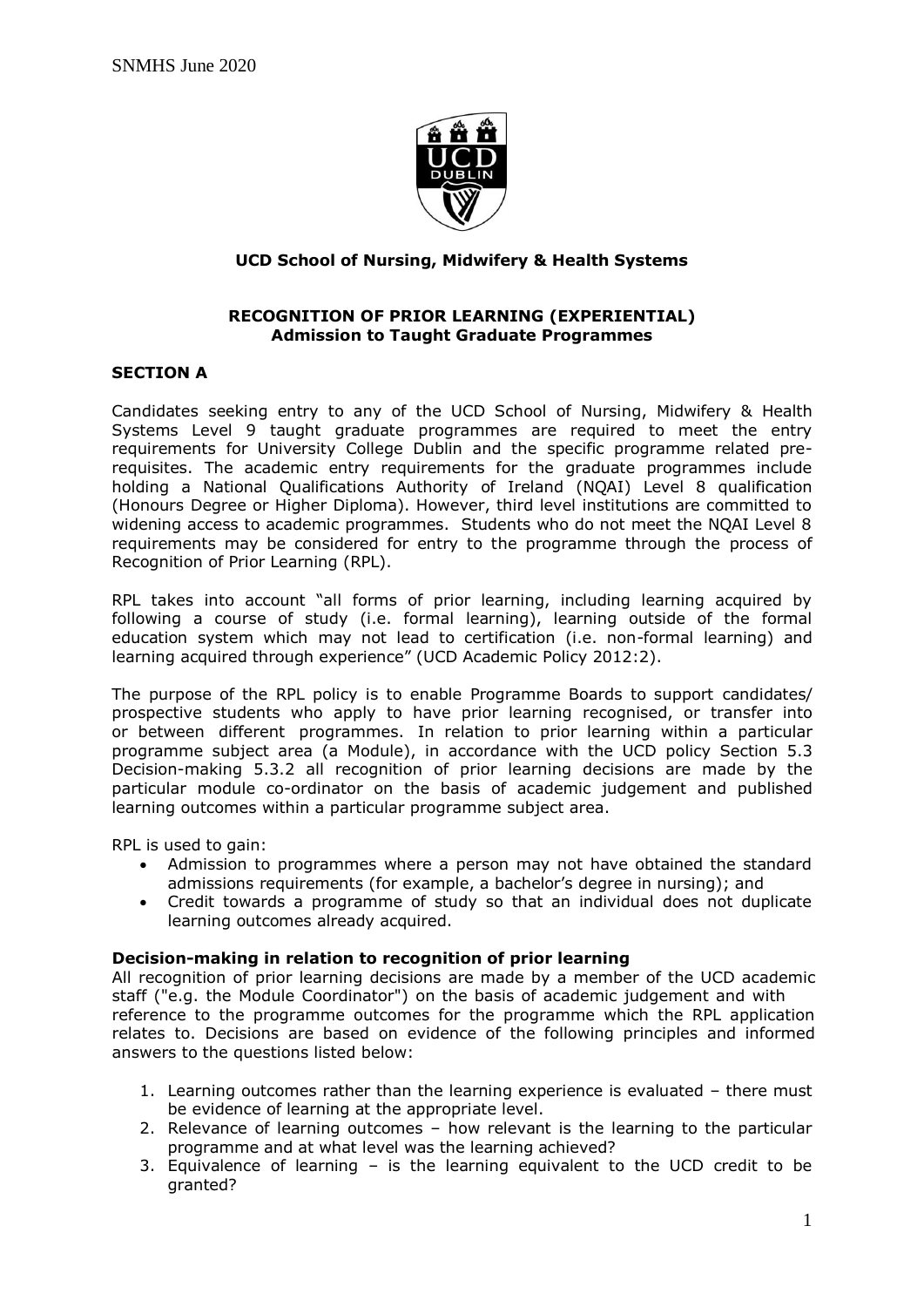**UCD School of Nursing, Midwifery & Health Systems**

**RECOGNITION OF PRIOR LEARNING (EXPERIENTIAL)**
**Admission to Taught Graduate Programmes**

## SECTION A

Candidates seeking entry to any of the UCD School of Nursing, Midwifery & Health Systems Level 9 taught graduate programmes are required to meet the entry requirements for University College Dublin and the specific programme related pre-requisites. The academic entry requirements for the graduate programmes include holding a National Qualifications Authority of Ireland (NQAI) Level 8 qualification (Honours Degree or Higher Diploma). However, third level institutions are committed to widening access to academic programmes. Students who do not meet the NQAI Level 8 requirements may be considered for entry to the programme through the process of Recognition of Prior Learning (RPL).

RPL takes into account "all forms of prior learning, including learning acquired by following a course of study (i.e. formal learning), learning outside of the formal education system which may not lead to certification (i.e. non-formal learning) and learning acquired through experience" (UCD Academic Policy 2012:2).

The purpose of the RPL policy is to enable Programme Boards to support candidates/ prospective students who apply to have prior learning recognised, or transfer into or between different programmes. In relation to prior learning within a particular programme subject area (a Module), in accordance with the UCD policy Section 5.3 Decision-making 5.3.2 all recognition of prior learning decisions are made by the particular module co-ordinator on the basis of academic judgement and published learning outcomes within a particular programme subject area.

RPL is used to gain:

- Admission to programmes where a person may not have obtained the standard admissions requirements (for example, a bachelor's degree in nursing); and
- Credit towards a programme of study so that an individual does not duplicate learning outcomes already acquired.

**Decision-making in relation to recognition of prior learning**

All recognition of prior learning decisions are made by a member of the UCD academic staff ("e.g. the Module Coordinator") on the basis of academic judgement and with reference to the programme outcomes for the programme which the RPL application relates to. Decisions are based on evidence of the following principles and informed answers to the questions listed below:

1. Learning outcomes rather than the learning experience is evaluated – there must be evidence of learning at the appropriate level.
2. Relevance of learning outcomes – how relevant is the learning to the particular programme and at what level was the learning achieved?
3. Equivalence of learning – is the learning equivalent to the UCD credit to be granted?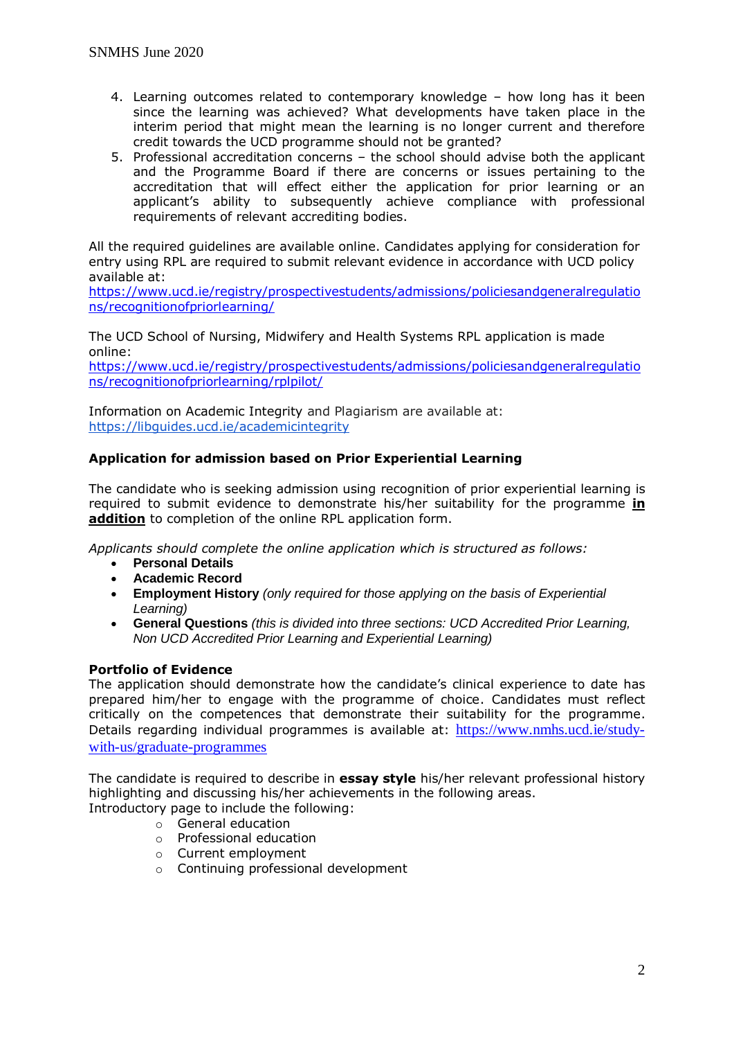4. Learning outcomes related to contemporary knowledge – how long has it been since the learning was achieved? What developments have taken place in the interim period that might mean the learning is no longer current and therefore credit towards the UCD programme should not be granted?
5. Professional accreditation concerns – the school should advise both the applicant and the Programme Board if there are concerns or issues pertaining to the accreditation that will effect either the application for prior learning or an applicant's ability to subsequently achieve compliance with professional requirements of relevant accrediting bodies.

All the required guidelines are available online. Candidates applying for consideration for entry using RPL are required to submit relevant evidence in accordance with UCD policy available at:
https://www.ucd.ie/registry/prospectivestudents/admissions/policiesandgeneralregulations/recognitionofpriorlearning/

The UCD School of Nursing, Midwifery and Health Systems RPL application is made online:
https://www.ucd.ie/registry/prospectivestudents/admissions/policiesandgeneralregulations/recognitionofpriorlearning/rplpilot/

Information on Academic Integrity and Plagiarism are available at:
https://libguides.ucd.ie/academicintegrity

**Application for admission based on Prior Experiential Learning**

The candidate who is seeking admission using recognition of prior experiential learning is required to submit evidence to demonstrate his/her suitability for the programme **in addition** to completion of the online RPL application form.

*Applicants should complete the online application which is structured as follows:*

- **Personal Details**
- **Academic Record**
- **Employment History** *(only required for those applying on the basis of Experiential Learning)*
- **General Questions** *(this is divided into three sections: UCD Accredited Prior Learning, Non UCD Accredited Prior Learning and Experiential Learning)*

**Portfolio of Evidence**
The application should demonstrate how the candidate's clinical experience to date has prepared him/her to engage with the programme of choice. Candidates must reflect critically on the competences that demonstrate their suitability for the programme. Details regarding individual programmes is available at: https://www.nmhs.ucd.ie/study-with-us/graduate-programmes

The candidate is required to describe in **essay style** his/her relevant professional history highlighting and discussing his/her achievements in the following areas.
Introductory page to include the following:

- General education
- Professional education
- Current employment
- Continuing professional development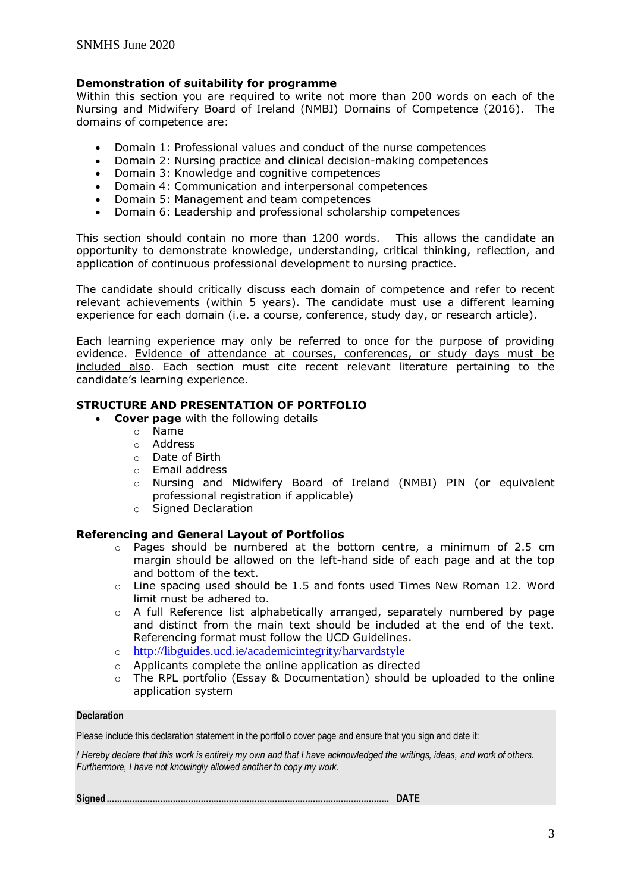**Demonstration of suitability for programme**

Within this section you are required to write not more than 200 words on each of the Nursing and Midwifery Board of Ireland (NMBI) Domains of Competence (2016). The domains of competence are:

- Domain 1: Professional values and conduct of the nurse competences
- Domain 2: Nursing practice and clinical decision-making competences
- Domain 3: Knowledge and cognitive competences
- Domain 4: Communication and interpersonal competences
- Domain 5: Management and team competences
- Domain 6: Leadership and professional scholarship competences

This section should contain no more than 1200 words. This allows the candidate an opportunity to demonstrate knowledge, understanding, critical thinking, reflection, and application of continuous professional development to nursing practice.

The candidate should critically discuss each domain of competence and refer to recent relevant achievements (within 5 years). The candidate must use a different learning experience for each domain (i.e. a course, conference, study day, or research article).

Each learning experience may only be referred to once for the purpose of providing evidence. <u>Evidence of attendance at courses, conferences, or study days must be included also</u>. Each section must cite recent relevant literature pertaining to the candidate's learning experience.

**STRUCTURE AND PRESENTATION OF PORTFOLIO**

- **Cover page** with the following details
  - Name
  - Address
  - Date of Birth
  - Email address
  - Nursing and Midwifery Board of Ireland (NMBI) PIN (or equivalent professional registration if applicable)
  - Signed Declaration

**Referencing and General Layout of Portfolios**

- Pages should be numbered at the bottom centre, a minimum of 2.5 cm margin should be allowed on the left-hand side of each page and at the top and bottom of the text.
- Line spacing used should be 1.5 and fonts used Times New Roman 12. Word limit must be adhered to.
- A full Reference list alphabetically arranged, separately numbered by page and distinct from the main text should be included at the end of the text. Referencing format must follow the UCD Guidelines.
- http://libguides.ucd.ie/academicintegrity/harvardstyle
- Applicants complete the online application as directed
- The RPL portfolio (Essay & Documentation) should be uploaded to the online application system

**Declaration**

<u>Please include this declaration statement in the portfolio cover page and ensure that you sign and date it:</u>

*I Hereby declare that this work is entirely my own and that I have acknowledged the writings, ideas, and work of others. Furthermore, I have not knowingly allowed another to copy my work.*

**Signed..........................................................................................................  DATE**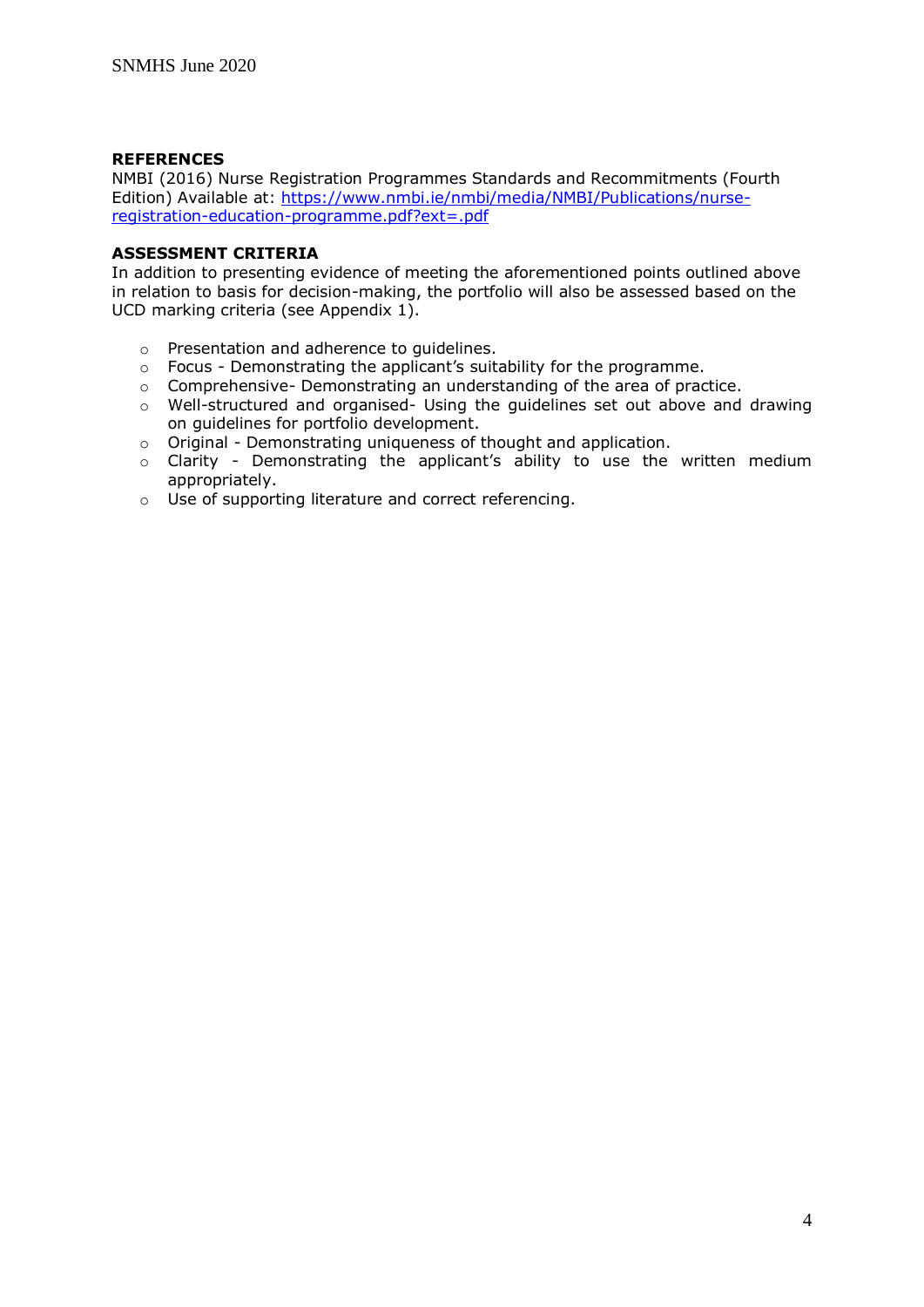**REFERENCES**

NMBI (2016) Nurse Registration Programmes Standards and Recommitments (Fourth Edition) Available at: [https://www.nmbi.ie/nmbi/media/NMBI/Publications/nurse-registration-education-programme.pdf?ext=.pdf](https://www.nmbi.ie/nmbi/media/NMBI/Publications/nurse-registration-education-programme.pdf?ext=.pdf)

**ASSESSMENT CRITERIA**

In addition to presenting evidence of meeting the aforementioned points outlined above in relation to basis for decision-making, the portfolio will also be assessed based on the UCD marking criteria (see Appendix 1).

- Presentation and adherence to guidelines.
- Focus - Demonstrating the applicant's suitability for the programme.
- Comprehensive- Demonstrating an understanding of the area of practice.
- Well-structured and organised- Using the guidelines set out above and drawing on guidelines for portfolio development.
- Original - Demonstrating uniqueness of thought and application.
- Clarity - Demonstrating the applicant's ability to use the written medium appropriately.
- Use of supporting literature and correct referencing.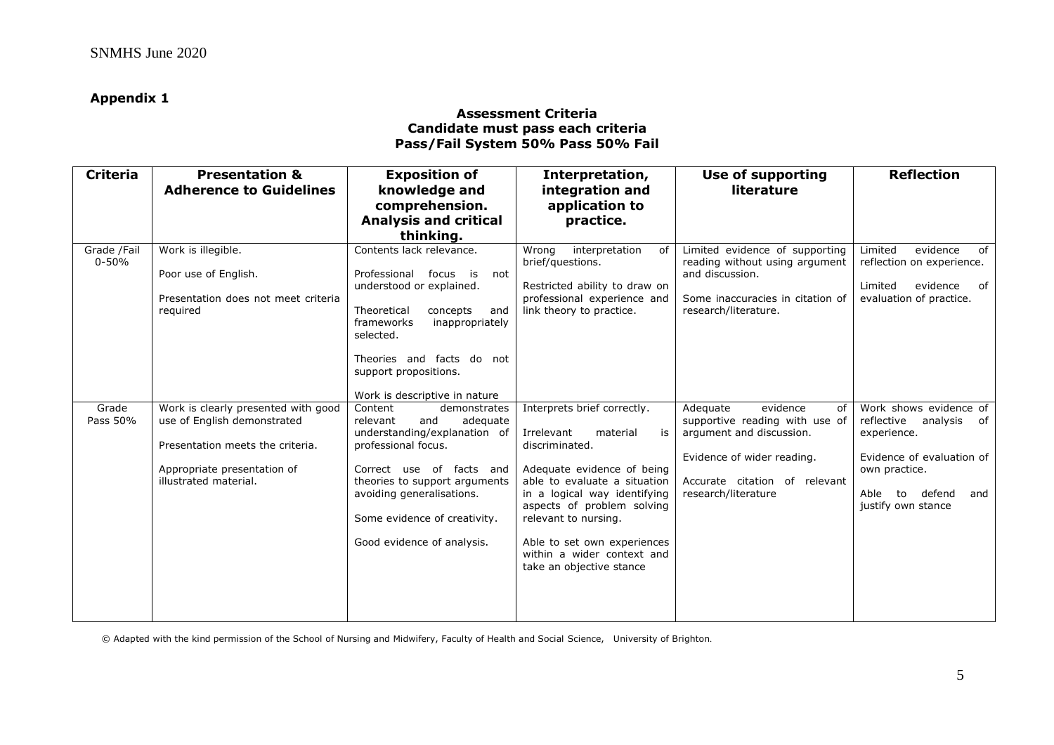## Appendix 1

**Assessment Criteria**
**Candidate must pass each criteria**
**Pass/Fail System 50% Pass 50% Fail**

| Criteria | Presentation & Adherence to Guidelines | Exposition of knowledge and comprehension. Analysis and critical thinking. | Interpretation, integration and application to practice. | Use of supporting literature | Reflection |
|---|---|---|---|---|---|
| Grade /Fail 0-50% | Work is illegible.<br><br>Poor use of English.<br><br>Presentation does not meet criteria required | Contents lack relevance.<br><br>Professional focus is not understood or explained.<br><br>Theoretical concepts and frameworks inappropriately selected.<br><br>Theories and facts do not support propositions.<br><br>Work is descriptive in nature | Wrong interpretation of brief/questions.<br><br>Restricted ability to draw on professional experience and link theory to practice. | Limited evidence of supporting reading without using argument and discussion.<br><br>Some inaccuracies in citation of research/literature. | Limited evidence of reflection on experience.<br><br>Limited evidence of evaluation of practice. |
| Grade Pass 50% | Work is clearly presented with good use of English demonstrated<br><br>Presentation meets the criteria.<br><br>Appropriate presentation of illustrated material. | Content demonstrates relevant and adequate understanding/explanation of professional focus.<br><br>Correct use of facts and theories to support arguments avoiding generalisations.<br><br>Some evidence of creativity.<br><br>Good evidence of analysis. | Interprets brief correctly.<br><br>Irrelevant material is discriminated.<br><br>Adequate evidence of being able to evaluate a situation in a logical way identifying aspects of problem solving relevant to nursing.<br><br>Able to set own experiences within a wider context and take an objective stance | Adequate evidence of supportive reading with use of argument and discussion.<br><br>Evidence of wider reading.<br><br>Accurate citation of relevant research/literature | Work shows evidence of reflective analysis of experience.<br><br>Evidence of evaluation of own practice.<br><br>Able to defend and justify own stance |

© Adapted with the kind permission of the School of Nursing and Midwifery, Faculty of Health and Social Science, University of Brighton.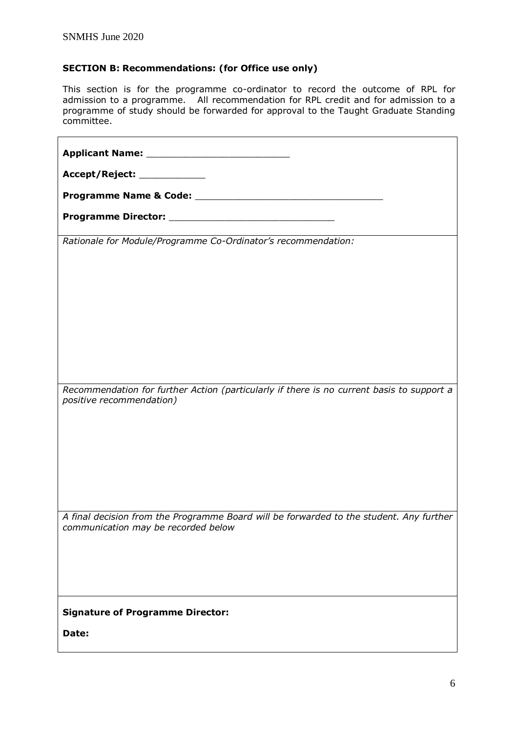**SECTION B: Recommendations: (for Office use only)**

This section is for the programme co-ordinator to record the outcome of RPL for admission to a programme. All recommendation for RPL credit and for admission to a programme of study should be forwarded for approval to the Taught Graduate Standing committee.

**Applicant Name:** _________________________

**Accept/Reject:** ____________

**Programme Name & Code:** __________________________________

**Programme Director:** ______________________________

*Rationale for Module/Programme Co-Ordinator's recommendation:*

*Recommendation for further Action (particularly if there is no current basis to support a positive recommendation)*

*A final decision from the Programme Board will be forwarded to the student. Any further communication may be recorded below*

**Signature of Programme Director:**

**Date:**